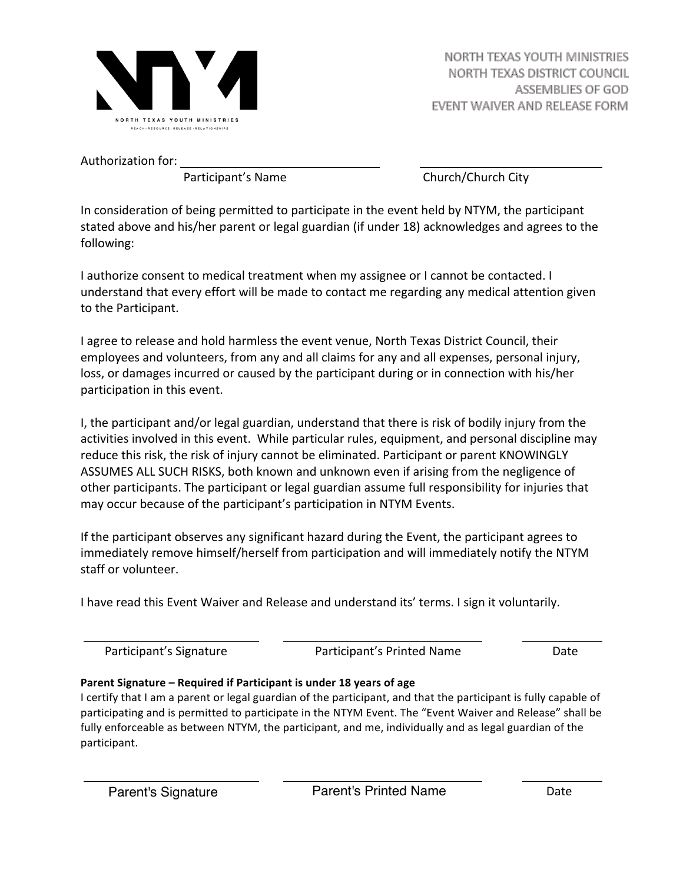NORTH TEXAS YOUTH MINISTRIES
NORTH TEXAS DISTRICT COUNCIL
ASSEMBLIES OF GOD
EVENT WAIVER AND RELEASE FORM

Authorization for: ______________________________ ______________________________

Participant's Name                                   Church/Church City

In consideration of being permitted to participate in the event held by NTYM, the participant stated above and his/her parent or legal guardian (if under 18) acknowledges and agrees to the following:

I authorize consent to medical treatment when my assignee or I cannot be contacted. I understand that every effort will be made to contact me regarding any medical attention given to the Participant.

I agree to release and hold harmless the event venue, North Texas District Council, their employees and volunteers, from any and all claims for any and all expenses, personal injury, loss, or damages incurred or caused by the participant during or in connection with his/her participation in this event.

I, the participant and/or legal guardian, understand that there is risk of bodily injury from the activities involved in this event. While particular rules, equipment, and personal discipline may reduce this risk, the risk of injury cannot be eliminated. Participant or parent KNOWINGLY ASSUMES ALL SUCH RISKS, both known and unknown even if arising from the negligence of other participants. The participant or legal guardian assume full responsibility for injuries that may occur because of the participant's participation in NTYM Events.

If the participant observes any significant hazard during the Event, the participant agrees to immediately remove himself/herself from participation and will immediately notify the NTYM staff or volunteer.

I have read this Event Waiver and Release and understand its' terms. I sign it voluntarily.

______________________ ______________________ __________

Participant's Signature    Participant's Printed Name    Date

**Parent Signature – Required if Participant is under 18 years of age**

I certify that I am a parent or legal guardian of the participant, and that the participant is fully capable of participating and is permitted to participate in the NTYM Event. The "Event Waiver and Release" shall be fully enforceable as between NTYM, the participant, and me, individually and as legal guardian of the participant.

______________________ ______________________ __________

Parent's Signature    Parent's Printed Name    Date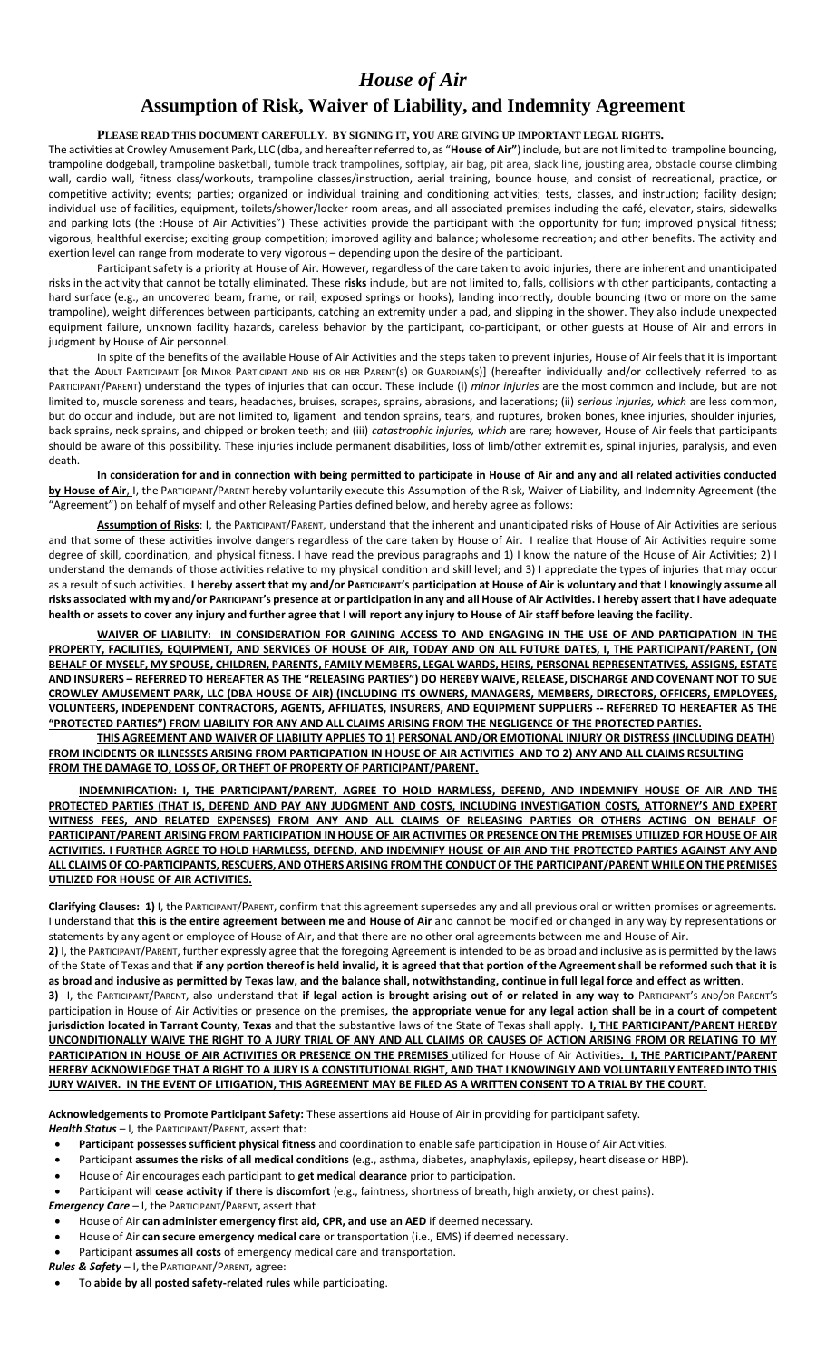# *House of Air*

## Assumption of Risk, Waiver of Liability, and Indemnity Agreement

**PLEASE READ THIS DOCUMENT CAREFULLY. BY SIGNING IT, YOU ARE GIVING UP IMPORTANT LEGAL RIGHTS.**

The activities at Crowley Amusement Park, LLC (dba, and hereafter referred to, as "**House of Air**") include, but are not limited to trampoline bouncing, trampoline dodgeball, trampoline basketball, tumble track trampolines, softplay, air bag, pit area, slack line, jousting area, obstacle course climbing wall, cardio wall, fitness class/workouts, trampoline classes/instruction, aerial training, bounce house, and consist of recreational, practice, or competitive activity; events; parties; organized or individual training and conditioning activities; tests, classes, and instruction; facility design; individual use of facilities, equipment, toilets/shower/locker room areas, and all associated premises including the café, elevator, stairs, sidewalks and parking lots (the :House of Air Activities") These activities provide the participant with the opportunity for fun; improved physical fitness; vigorous, healthful exercise; exciting group competition; improved agility and balance; wholesome recreation; and other benefits. The activity and exertion level can range from moderate to very vigorous – depending upon the desire of the participant.

Participant safety is a priority at House of Air. However, regardless of the care taken to avoid injuries, there are inherent and unanticipated risks in the activity that cannot be totally eliminated. These **risks** include, but are not limited to, falls, collisions with other participants, contacting a hard surface (e.g., an uncovered beam, frame, or rail; exposed springs or hooks), landing incorrectly, double bouncing (two or more on the same trampoline), weight differences between participants, catching an extremity under a pad, and slipping in the shower. They also include unexpected equipment failure, unknown facility hazards, careless behavior by the participant, co-participant, or other guests at House of Air and errors in judgment by House of Air personnel.

In spite of the benefits of the available House of Air Activities and the steps taken to prevent injuries, House of Air feels that it is important that the ADULT PARTICIPANT [OR MINOR PARTICIPANT AND HIS OR HER PARENT(S) OR GUARDIAN(S)] (hereafter individually and/or collectively referred to as PARTICIPANT/PARENT) understand the types of injuries that can occur. These include (i) *minor injuries* are the most common and include, but are not limited to, muscle soreness and tears, headaches, bruises, scrapes, sprains, abrasions, and lacerations; (ii) *serious injuries, which* are less common, but do occur and include, but are not limited to, ligament and tendon sprains, tears, and ruptures, broken bones, knee injuries, shoulder injuries, back sprains, neck sprains, and chipped or broken teeth; and (iii) *catastrophic injuries, which* are rare; however, House of Air feels that participants should be aware of this possibility. These injuries include permanent disabilities, loss of limb/other extremities, spinal injuries, paralysis, and even death.

**In consideration for and in connection with being permitted to participate in House of Air and any and all related activities conducted by House of Air**, I, the PARTICIPANT/PARENT hereby voluntarily execute this Assumption of the Risk, Waiver of Liability, and Indemnity Agreement (the "Agreement") on behalf of myself and other Releasing Parties defined below, and hereby agree as follows:

**Assumption of Risks**: I, the PARTICIPANT/PARENT, understand that the inherent and unanticipated risks of House of Air Activities are serious and that some of these activities involve dangers regardless of the care taken by House of Air. I realize that House of Air Activities require some degree of skill, coordination, and physical fitness. I have read the previous paragraphs and 1) I know the nature of the House of Air Activities; 2) I understand the demands of those activities relative to my physical condition and skill level; and 3) I appreciate the types of injuries that may occur as a result of such activities. **I hereby assert that my and/or PARTICIPANT's participation at House of Air is voluntary and that I knowingly assume all risks associated with my and/or PARTICIPANT's presence at or participation in any and all House of Air Activities. I hereby assert that I have adequate health or assets to cover any injury and further agree that I will report any injury to House of Air staff before leaving the facility.**

**WAIVER OF LIABILITY: IN CONSIDERATION FOR GAINING ACCESS TO AND ENGAGING IN THE USE OF AND PARTICIPATION IN THE PROPERTY, FACILITIES, EQUIPMENT, AND SERVICES OF HOUSE OF AIR, TODAY AND ON ALL FUTURE DATES, I, THE PARTICIPANT/PARENT, (ON BEHALF OF MYSELF, MY SPOUSE, CHILDREN, PARENTS, FAMILY MEMBERS, LEGAL WARDS, HEIRS, PERSONAL REPRESENTATIVES, ASSIGNS, ESTATE AND INSURERS – REFERRED TO HEREAFTER AS THE "RELEASING PARTIES") DO HEREBY WAIVE, RELEASE, DISCHARGE AND COVENANT NOT TO SUE CROWLEY AMUSEMENT PARK, LLC (DBA HOUSE OF AIR) (INCLUDING ITS OWNERS, MANAGERS, MEMBERS, DIRECTORS, OFFICERS, EMPLOYEES, VOLUNTEERS, INDEPENDENT CONTRACTORS, AGENTS, AFFILIATES, INSURERS, AND EQUIPMENT SUPPLIERS -- REFERRED TO HEREAFTER AS THE "PROTECTED PARTIES") FROM LIABILITY FOR ANY AND ALL CLAIMS ARISING FROM THE NEGLIGENCE OF THE PROTECTED PARTIES.**

**THIS AGREEMENT AND WAIVER OF LIABILITY APPLIES TO 1) PERSONAL AND/OR EMOTIONAL INJURY OR DISTRESS (INCLUDING DEATH) FROM INCIDENTS OR ILLNESSES ARISING FROM PARTICIPATION IN HOUSE OF AIR ACTIVITIES AND TO 2) ANY AND ALL CLAIMS RESULTING FROM THE DAMAGE TO, LOSS OF, OR THEFT OF PROPERTY OF PARTICIPANT/PARENT.**

**INDEMNIFICATION: I, THE PARTICIPANT/PARENT, AGREE TO HOLD HARMLESS, DEFEND, AND INDEMNIFY HOUSE OF AIR AND THE PROTECTED PARTIES (THAT IS, DEFEND AND PAY ANY JUDGMENT AND COSTS, INCLUDING INVESTIGATION COSTS, ATTORNEY'S AND EXPERT WITNESS FEES, AND RELATED EXPENSES) FROM ANY AND ALL CLAIMS OF RELEASING PARTIES OR OTHERS ACTING ON BEHALF OF PARTICIPANT/PARENT ARISING FROM PARTICIPATION IN HOUSE OF AIR ACTIVITIES OR PRESENCE ON THE PREMISES UTILIZED FOR HOUSE OF AIR ACTIVITIES. I FURTHER AGREE TO HOLD HARMLESS, DEFEND, AND INDEMNIFY HOUSE OF AIR AND THE PROTECTED PARTIES AGAINST ANY AND ALL CLAIMS OF CO-PARTICIPANTS, RESCUERS, AND OTHERS ARISING FROM THE CONDUCT OF THE PARTICIPANT/PARENT WHILE ON THE PREMISES UTILIZED FOR HOUSE OF AIR ACTIVITIES.**

**Clarifying Clauses: 1)** I, the PARTICIPANT/PARENT, confirm that this agreement supersedes any and all previous oral or written promises or agreements. I understand that **this is the entire agreement between me and House of Air** and cannot be modified or changed in any way by representations or statements by any agent or employee of House of Air, and that there are no other oral agreements between me and House of Air.

**2)** I, the PARTICIPANT/PARENT, further expressly agree that the foregoing Agreement is intended to be as broad and inclusive as is permitted by the laws of the State of Texas and that **if any portion thereof is held invalid, it is agreed that that portion of the Agreement shall be reformed such that it is as broad and inclusive as permitted by Texas law, and the balance shall, notwithstanding, continue in full legal force and effect as written**.

**3)** I, the PARTICIPANT/PARENT, also understand that **if legal action is brought arising out of or related in any way to** PARTICIPANT'S AND/OR PARENT'S participation in House of Air Activities or presence on the premises**, the appropriate venue for any legal action shall be in a court of competent jurisdiction located in Tarrant County, Texas** and that the substantive laws of the State of Texas shall apply. **I, THE PARTICIPANT/PARENT HEREBY UNCONDITIONALLY WAIVE THE RIGHT TO A JURY TRIAL OF ANY AND ALL CLAIMS OR CAUSES OF ACTION ARISING FROM OR RELATING TO MY PARTICIPATION IN HOUSE OF AIR ACTIVITIES OR PRESENCE ON THE PREMISES** utilized for House of Air Activities**. I, THE PARTICIPANT/PARENT HEREBY ACKNOWLEDGE THAT A RIGHT TO A JURY IS A CONSTITUTIONAL RIGHT, AND THAT I KNOWINGLY AND VOLUNTARILY ENTERED INTO THIS JURY WAIVER. IN THE EVENT OF LITIGATION, THIS AGREEMENT MAY BE FILED AS A WRITTEN CONSENT TO A TRIAL BY THE COURT.**

**Acknowledgements to Promote Participant Safety:** These assertions aid House of Air in providing for participant safety.

***Health Status*** – I, the PARTICIPANT/PARENT, assert that:

- **Participant possesses sufficient physical fitness** and coordination to enable safe participation in House of Air Activities.
- Participant **assumes the risks of all medical conditions** (e.g., asthma, diabetes, anaphylaxis, epilepsy, heart disease or HBP).
- House of Air encourages each participant to **get medical clearance** prior to participation.
- Participant will **cease activity if there is discomfort** (e.g., faintness, shortness of breath, high anxiety, or chest pains).

***Emergency Care*** – I, the PARTICIPANT/PARENT**,** assert that

- House of Air **can administer emergency first aid, CPR, and use an AED** if deemed necessary.
- House of Air **can secure emergency medical care** or transportation (i.e., EMS) if deemed necessary.
- Participant **assumes all costs** of emergency medical care and transportation.

***Rules & Safety*** – I, the PARTICIPANT/PARENT, agree:

- To **abide by all posted safety-related rules** while participating.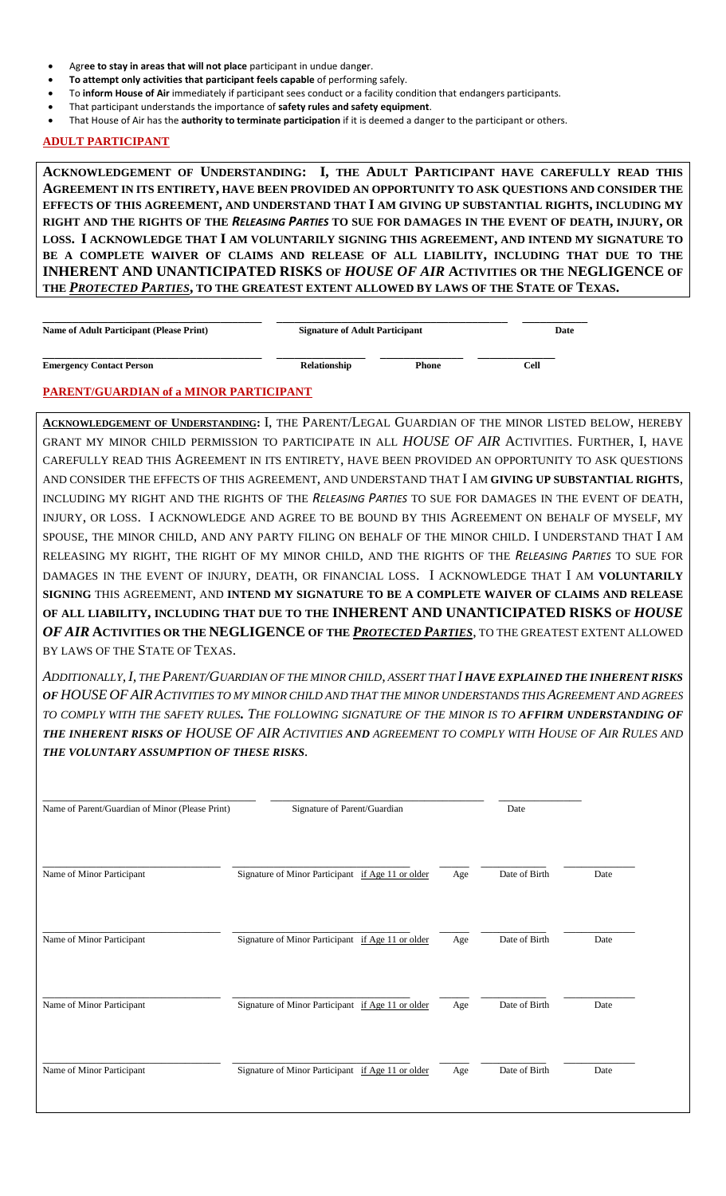- Agree **to stay in areas that will not place** participant in undue danger.
- **To attempt only activities that participant feels capable** of performing safely.
- To **inform House of Air** immediately if participant sees conduct or a facility condition that endangers participants.
- That participant understands the importance of **safety rules and safety equipment**.
- That House of Air has the **authority to terminate participation** if it is deemed a danger to the participant or others.

## ADULT PARTICIPANT

**ACKNOWLEDGEMENT OF UNDERSTANDING: I, THE ADULT PARTICIPANT HAVE CAREFULLY READ THIS AGREEMENT IN ITS ENTIRETY, HAVE BEEN PROVIDED AN OPPORTUNITY TO ASK QUESTIONS AND CONSIDER THE EFFECTS OF THIS AGREEMENT, AND UNDERSTAND THAT I AM GIVING UP SUBSTANTIAL RIGHTS, INCLUDING MY RIGHT AND THE RIGHTS OF THE *RELEASING PARTIES* TO SUE FOR DAMAGES IN THE EVENT OF DEATH, INJURY, OR LOSS. I ACKNOWLEDGE THAT I AM VOLUNTARILY SIGNING THIS AGREEMENT, AND INTEND MY SIGNATURE TO BE A COMPLETE WAIVER OF CLAIMS AND RELEASE OF ALL LIABILITY, INCLUDING THAT DUE TO THE INHERENT AND UNANTICIPATED RISKS OF *HOUSE OF AIR* ACTIVITIES OR THE NEGLIGENCE OF THE *PROTECTED PARTIES*, TO THE GREATEST EXTENT ALLOWED BY LAWS OF THE STATE OF TEXAS.**

______________________ ______________________ __________

**Name of Adult Participant (Please Print)** **Signature of Adult Participant** **Date**

______________________ __________ __________ __________

**Emergency Contact Person** **Relationship** **Phone** **Cell**

## PARENT/GUARDIAN of a MINOR PARTICIPANT

**ACKNOWLEDGEMENT OF UNDERSTANDING:** I, THE PARENT/LEGAL GUARDIAN OF THE MINOR LISTED BELOW, HEREBY GRANT MY MINOR CHILD PERMISSION TO PARTICIPATE IN ALL *HOUSE OF AIR* ACTIVITIES. FURTHER, I, HAVE CAREFULLY READ THIS AGREEMENT IN ITS ENTIRETY, HAVE BEEN PROVIDED AN OPPORTUNITY TO ASK QUESTIONS AND CONSIDER THE EFFECTS OF THIS AGREEMENT, AND UNDERSTAND THAT I AM **GIVING UP SUBSTANTIAL RIGHTS**, INCLUDING MY RIGHT AND THE RIGHTS OF THE *RELEASING PARTIES* TO SUE FOR DAMAGES IN THE EVENT OF DEATH, INJURY, OR LOSS. I ACKNOWLEDGE AND AGREE TO BE BOUND BY THIS AGREEMENT ON BEHALF OF MYSELF, MY SPOUSE, THE MINOR CHILD, AND ANY PARTY FILING ON BEHALF OF THE MINOR CHILD. I UNDERSTAND THAT I AM RELEASING MY RIGHT, THE RIGHT OF MY MINOR CHILD, AND THE RIGHTS OF THE *RELEASING PARTIES* TO SUE FOR DAMAGES IN THE EVENT OF INJURY, DEATH, OR FINANCIAL LOSS. I ACKNOWLEDGE THAT I AM **VOLUNTARILY SIGNING** THIS AGREEMENT, AND **INTEND MY SIGNATURE TO BE A COMPLETE WAIVER OF CLAIMS AND RELEASE OF ALL LIABILITY, INCLUDING THAT DUE TO THE INHERENT AND UNANTICIPATED RISKS OF *HOUSE OF AIR* ACTIVITIES OR THE NEGLIGENCE OF THE *PROTECTED PARTIES***, TO THE GREATEST EXTENT ALLOWED BY LAWS OF THE STATE OF TEXAS.

*ADDITIONALLY, I, THE PARENT/GUARDIAN OF THE MINOR CHILD, ASSERT THAT I **HAVE EXPLAINED THE INHERENT RISKS OF HOUSE OF AIR ACTIVITIES** TO MY MINOR CHILD AND THAT THE MINOR UNDERSTANDS THIS AGREEMENT AND AGREES TO COMPLY WITH THE SAFETY RULES. THE FOLLOWING SIGNATURE OF THE MINOR IS TO **AFFIRM UNDERSTANDING OF THE INHERENT RISKS OF** HOUSE OF AIR ACTIVITIES **AND** AGREEMENT TO COMPLY WITH HOUSE OF AIR RULES AND **THE VOLUNTARY ASSUMPTION OF THESE RISKS**.*

______________________ ______________________ __________

Name of Parent/Guardian of Minor (Please Print) Signature of Parent/Guardian Date

| Name of Minor Participant | Signature of Minor Participant if Age 11 or older | Age | Date of Birth | Date |
|---|---|---|---|---|
| | | | | |
| | | | | |
| | | | | |
| | | | | |